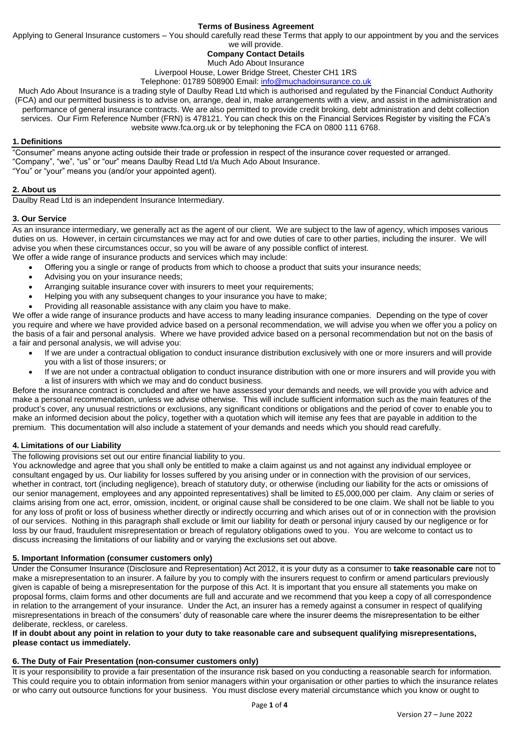# Terms of Business Agreement

Applying to General Insurance customers – You should carefully read these Terms that apply to our appointment by you and the services we will provide.

**Company Contact Details**

Much Ado About Insurance
Liverpool House, Lower Bridge Street, Chester CH1 1RS
Telephone: 01789 508900 Email: info@muchadoinsurance.co.uk

Much Ado About Insurance is a trading style of Daulby Read Ltd which is authorised and regulated by the Financial Conduct Authority (FCA) and our permitted business is to advise on, arrange, deal in, make arrangements with a view, and assist in the administration and performance of general insurance contracts. We are also permitted to provide credit broking, debt administration and debt collection services. Our Firm Reference Number (FRN) is 478121. You can check this on the Financial Services Register by visiting the FCA's website www.fca.org.uk or by telephoning the FCA on 0800 111 6768.

## 1. Definitions

"Consumer" means anyone acting outside their trade or profession in respect of the insurance cover requested or arranged.
"Company", "we", "us" or "our" means Daulby Read Ltd t/a Much Ado About Insurance.
"You" or "your" means you (and/or your appointed agent).

## 2. About us

Daulby Read Ltd is an independent Insurance Intermediary.

## 3. Our Service

As an insurance intermediary, we generally act as the agent of our client. We are subject to the law of agency, which imposes various duties on us. However, in certain circumstances we may act for and owe duties of care to other parties, including the insurer. We will advise you when these circumstances occur, so you will be aware of any possible conflict of interest.

We offer a wide range of insurance products and services which may include:

- Offering you a single or range of products from which to choose a product that suits your insurance needs;
- Advising you on your insurance needs;
- Arranging suitable insurance cover with insurers to meet your requirements;
- Helping you with any subsequent changes to your insurance you have to make;
- Providing all reasonable assistance with any claim you have to make.

We offer a wide range of insurance products and have access to many leading insurance companies. Depending on the type of cover you require and where we have provided advice based on a personal recommendation, we will advise you when we offer you a policy on the basis of a fair and personal analysis. Where we have provided advice based on a personal recommendation but not on the basis of a fair and personal analysis, we will advise you:

- If we are under a contractual obligation to conduct insurance distribution exclusively with one or more insurers and will provide you with a list of those insurers; or
- If we are not under a contractual obligation to conduct insurance distribution with one or more insurers and will provide you with a list of insurers with which we may and do conduct business.

Before the insurance contract is concluded and after we have assessed your demands and needs, we will provide you with advice and make a personal recommendation, unless we advise otherwise. This will include sufficient information such as the main features of the product's cover, any unusual restrictions or exclusions, any significant conditions or obligations and the period of cover to enable you to make an informed decision about the policy, together with a quotation which will itemise any fees that are payable in addition to the premium. This documentation will also include a statement of your demands and needs which you should read carefully.

## 4. Limitations of our Liability

The following provisions set out our entire financial liability to you.

You acknowledge and agree that you shall only be entitled to make a claim against us and not against any individual employee or consultant engaged by us. Our liability for losses suffered by you arising under or in connection with the provision of our services, whether in contract, tort (including negligence), breach of statutory duty, or otherwise (including our liability for the acts or omissions of our senior management, employees and any appointed representatives) shall be limited to £5,000,000 per claim. Any claim or series of claims arising from one act, error, omission, incident, or original cause shall be considered to be one claim. We shall not be liable to you for any loss of profit or loss of business whether directly or indirectly occurring and which arises out of or in connection with the provision of our services. Nothing in this paragraph shall exclude or limit our liability for death or personal injury caused by our negligence or for loss by our fraud, fraudulent misrepresentation or breach of regulatory obligations owed to you. You are welcome to contact us to discuss increasing the limitations of our liability and or varying the exclusions set out above.

## 5. Important Information (consumer customers only)

Under the Consumer Insurance (Disclosure and Representation) Act 2012, it is your duty as a consumer to **take reasonable care** not to make a misrepresentation to an insurer. A failure by you to comply with the insurers request to confirm or amend particulars previously given is capable of being a misrepresentation for the purpose of this Act. It is important that you ensure all statements you make on proposal forms, claim forms and other documents are full and accurate and we recommend that you keep a copy of all correspondence in relation to the arrangement of your insurance. Under the Act, an insurer has a remedy against a consumer in respect of qualifying misrepresentations in breach of the consumers' duty of reasonable care where the insurer deems the misrepresentation to be either deliberate, reckless, or careless.

**If in doubt about any point in relation to your duty to take reasonable care and subsequent qualifying misrepresentations, please contact us immediately.**

## 6. The Duty of Fair Presentation (non-consumer customers only)

It is your responsibility to provide a fair presentation of the insurance risk based on you conducting a reasonable search for information. This could require you to obtain information from senior managers within your organisation or other parties to which the insurance relates or who carry out outsource functions for your business. You must disclose every material circumstance which you know or ought to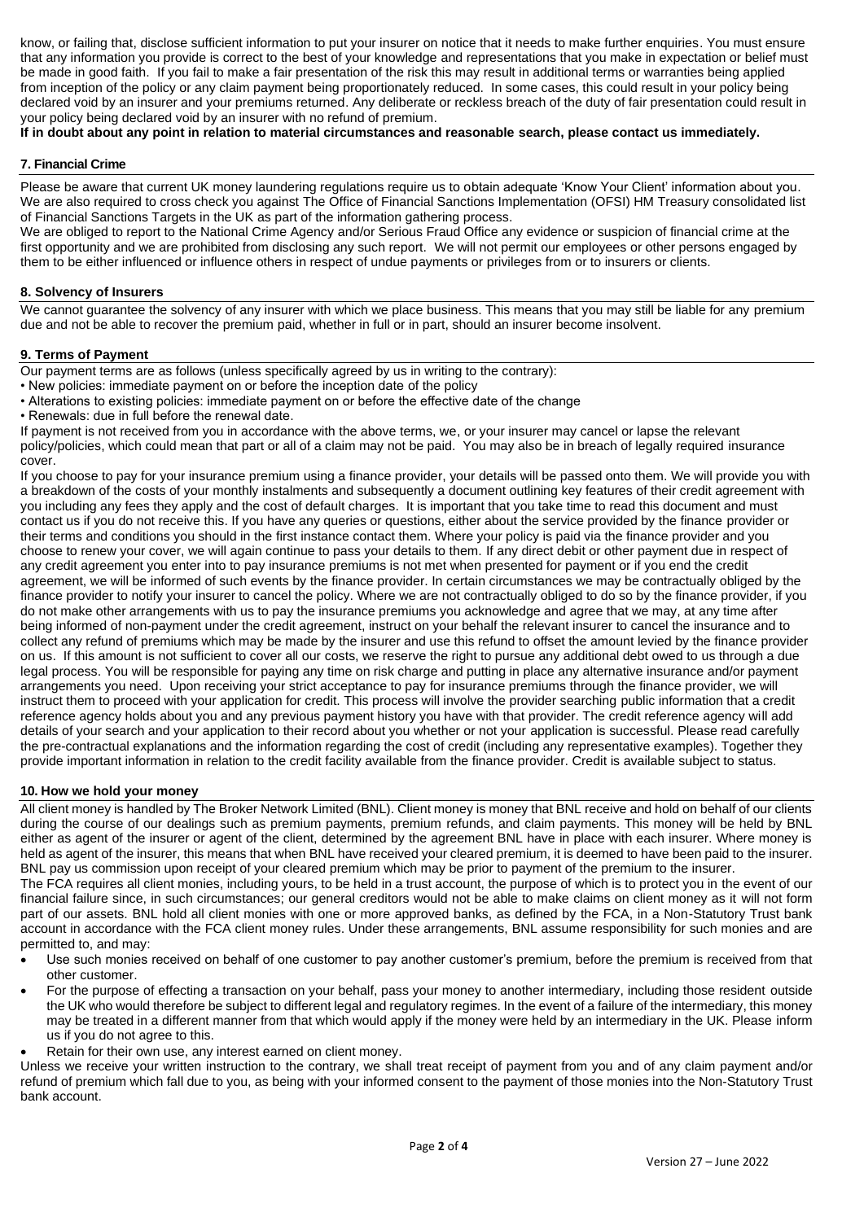know, or failing that, disclose sufficient information to put your insurer on notice that it needs to make further enquiries. You must ensure that any information you provide is correct to the best of your knowledge and representations that you make in expectation or belief must be made in good faith. If you fail to make a fair presentation of the risk this may result in additional terms or warranties being applied from inception of the policy or any claim payment being proportionately reduced. In some cases, this could result in your policy being declared void by an insurer and your premiums returned. Any deliberate or reckless breach of the duty of fair presentation could result in your policy being declared void by an insurer with no refund of premium.

**If in doubt about any point in relation to material circumstances and reasonable search, please contact us immediately.**

### 7. Financial Crime

Please be aware that current UK money laundering regulations require us to obtain adequate 'Know Your Client' information about you. We are also required to cross check you against The Office of Financial Sanctions Implementation (OFSI) HM Treasury consolidated list of Financial Sanctions Targets in the UK as part of the information gathering process.

We are obliged to report to the National Crime Agency and/or Serious Fraud Office any evidence or suspicion of financial crime at the first opportunity and we are prohibited from disclosing any such report. We will not permit our employees or other persons engaged by them to be either influenced or influence others in respect of undue payments or privileges from or to insurers or clients.

### 8. Solvency of Insurers

We cannot guarantee the solvency of any insurer with which we place business. This means that you may still be liable for any premium due and not be able to recover the premium paid, whether in full or in part, should an insurer become insolvent.

### 9. Terms of Payment

Our payment terms are as follows (unless specifically agreed by us in writing to the contrary):

- New policies: immediate payment on or before the inception date of the policy
- Alterations to existing policies: immediate payment on or before the effective date of the change
- Renewals: due in full before the renewal date.

If payment is not received from you in accordance with the above terms, we, or your insurer may cancel or lapse the relevant policy/policies, which could mean that part or all of a claim may not be paid. You may also be in breach of legally required insurance cover.

If you choose to pay for your insurance premium using a finance provider, your details will be passed onto them. We will provide you with a breakdown of the costs of your monthly instalments and subsequently a document outlining key features of their credit agreement with you including any fees they apply and the cost of default charges. It is important that you take time to read this document and must contact us if you do not receive this. If you have any queries or questions, either about the service provided by the finance provider or their terms and conditions you should in the first instance contact them. Where your policy is paid via the finance provider and you choose to renew your cover, we will again continue to pass your details to them. If any direct debit or other payment due in respect of any credit agreement you enter into to pay insurance premiums is not met when presented for payment or if you end the credit agreement, we will be informed of such events by the finance provider. In certain circumstances we may be contractually obliged by the finance provider to notify your insurer to cancel the policy. Where we are not contractually obliged to do so by the finance provider, if you do not make other arrangements with us to pay the insurance premiums you acknowledge and agree that we may, at any time after being informed of non-payment under the credit agreement, instruct on your behalf the relevant insurer to cancel the insurance and to collect any refund of premiums which may be made by the insurer and use this refund to offset the amount levied by the finance provider on us. If this amount is not sufficient to cover all our costs, we reserve the right to pursue any additional debt owed to us through a due legal process. You will be responsible for paying any time on risk charge and putting in place any alternative insurance and/or payment arrangements you need. Upon receiving your strict acceptance to pay for insurance premiums through the finance provider, we will instruct them to proceed with your application for credit. This process will involve the provider searching public information that a credit reference agency holds about you and any previous payment history you have with that provider. The credit reference agency will add details of your search and your application to their record about you whether or not your application is successful. Please read carefully the pre-contractual explanations and the information regarding the cost of credit (including any representative examples). Together they provide important information in relation to the credit facility available from the finance provider. Credit is available subject to status.

### 10. How we hold your money

All client money is handled by The Broker Network Limited (BNL). Client money is money that BNL receive and hold on behalf of our clients during the course of our dealings such as premium payments, premium refunds, and claim payments. This money will be held by BNL either as agent of the insurer or agent of the client, determined by the agreement BNL have in place with each insurer. Where money is held as agent of the insurer, this means that when BNL have received your cleared premium, it is deemed to have been paid to the insurer. BNL pay us commission upon receipt of your cleared premium which may be prior to payment of the premium to the insurer.

The FCA requires all client monies, including yours, to be held in a trust account, the purpose of which is to protect you in the event of our financial failure since, in such circumstances; our general creditors would not be able to make claims on client money as it will not form part of our assets. BNL hold all client monies with one or more approved banks, as defined by the FCA, in a Non-Statutory Trust bank account in accordance with the FCA client money rules. Under these arrangements, BNL assume responsibility for such monies and are permitted to, and may:

- Use such monies received on behalf of one customer to pay another customer's premium, before the premium is received from that other customer.
- For the purpose of effecting a transaction on your behalf, pass your money to another intermediary, including those resident outside the UK who would therefore be subject to different legal and regulatory regimes. In the event of a failure of the intermediary, this money may be treated in a different manner from that which would apply if the money were held by an intermediary in the UK. Please inform us if you do not agree to this.
- Retain for their own use, any interest earned on client money.

Unless we receive your written instruction to the contrary, we shall treat receipt of payment from you and of any claim payment and/or refund of premium which fall due to you, as being with your informed consent to the payment of those monies into the Non-Statutory Trust bank account.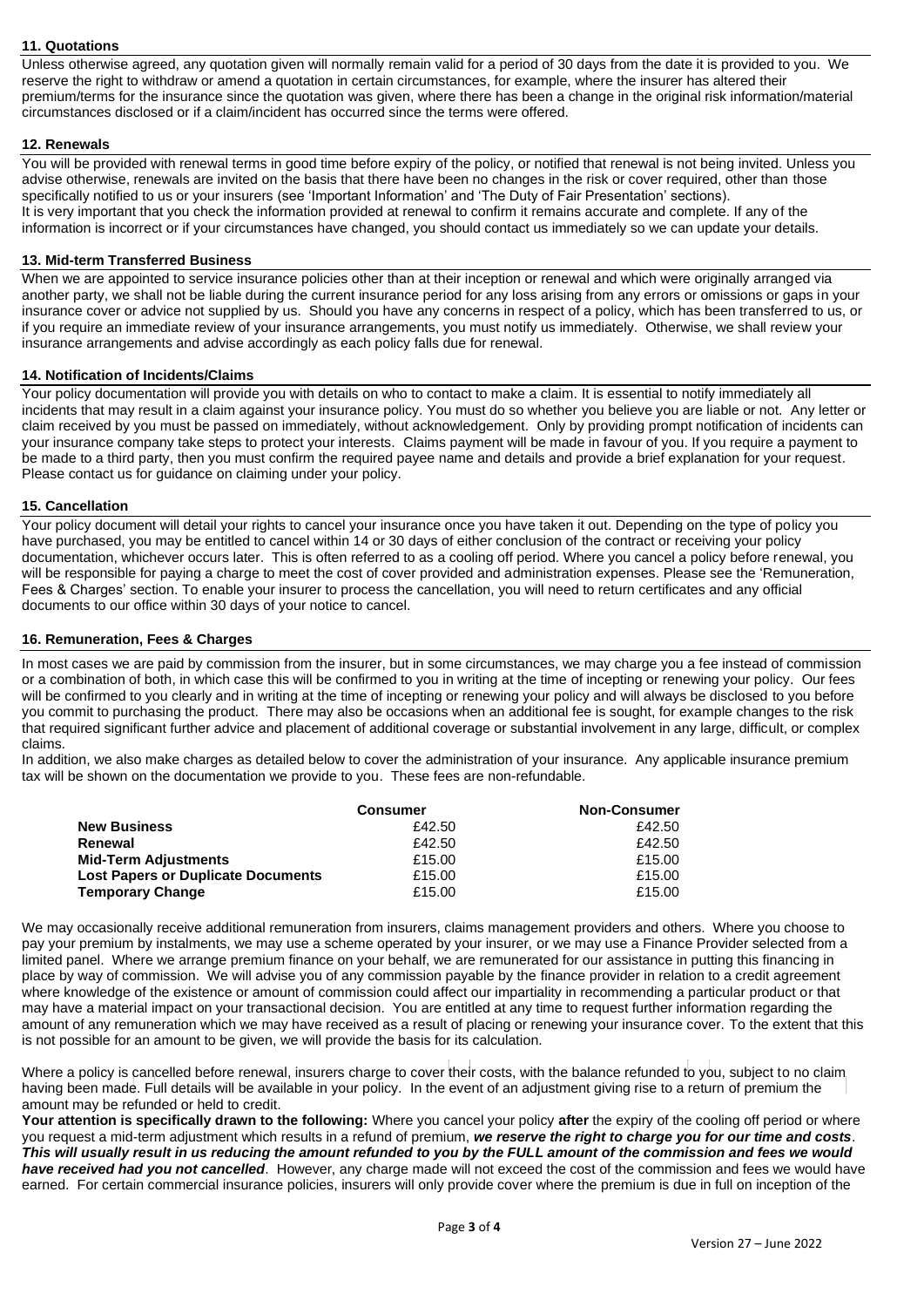### 11. Quotations

Unless otherwise agreed, any quotation given will normally remain valid for a period of 30 days from the date it is provided to you. We reserve the right to withdraw or amend a quotation in certain circumstances, for example, where the insurer has altered their premium/terms for the insurance since the quotation was given, where there has been a change in the original risk information/material circumstances disclosed or if a claim/incident has occurred since the terms were offered.

### 12. Renewals

You will be provided with renewal terms in good time before expiry of the policy, or notified that renewal is not being invited. Unless you advise otherwise, renewals are invited on the basis that there have been no changes in the risk or cover required, other than those specifically notified to us or your insurers (see 'Important Information' and 'The Duty of Fair Presentation' sections).
It is very important that you check the information provided at renewal to confirm it remains accurate and complete. If any of the information is incorrect or if your circumstances have changed, you should contact us immediately so we can update your details.

### 13. Mid-term Transferred Business

When we are appointed to service insurance policies other than at their inception or renewal and which were originally arranged via another party, we shall not be liable during the current insurance period for any loss arising from any errors or omissions or gaps in your insurance cover or advice not supplied by us. Should you have any concerns in respect of a policy, which has been transferred to us, or if you require an immediate review of your insurance arrangements, you must notify us immediately. Otherwise, we shall review your insurance arrangements and advise accordingly as each policy falls due for renewal.

### 14. Notification of Incidents/Claims

Your policy documentation will provide you with details on who to contact to make a claim. It is essential to notify immediately all incidents that may result in a claim against your insurance policy. You must do so whether you believe you are liable or not. Any letter or claim received by you must be passed on immediately, without acknowledgement. Only by providing prompt notification of incidents can your insurance company take steps to protect your interests. Claims payment will be made in favour of you. If you require a payment to be made to a third party, then you must confirm the required payee name and details and provide a brief explanation for your request. Please contact us for guidance on claiming under your policy.

### 15. Cancellation

Your policy document will detail your rights to cancel your insurance once you have taken it out. Depending on the type of policy you have purchased, you may be entitled to cancel within 14 or 30 days of either conclusion of the contract or receiving your policy documentation, whichever occurs later. This is often referred to as a cooling off period. Where you cancel a policy before renewal, you will be responsible for paying a charge to meet the cost of cover provided and administration expenses. Please see the 'Remuneration, Fees & Charges' section. To enable your insurer to process the cancellation, you will need to return certificates and any official documents to our office within 30 days of your notice to cancel.

### 16. Remuneration, Fees & Charges

In most cases we are paid by commission from the insurer, but in some circumstances, we may charge you a fee instead of commission or a combination of both, in which case this will be confirmed to you in writing at the time of incepting or renewing your policy. Our fees will be confirmed to you clearly and in writing at the time of incepting or renewing your policy and will always be disclosed to you before you commit to purchasing the product. There may also be occasions when an additional fee is sought, for example changes to the risk that required significant further advice and placement of additional coverage or substantial involvement in any large, difficult, or complex claims.
In addition, we also make charges as detailed below to cover the administration of your insurance. Any applicable insurance premium tax will be shown on the documentation we provide to you. These fees are non-refundable.

| | Consumer | Non-Consumer |
|---|---|---|
| **New Business** | £42.50 | £42.50 |
| **Renewal** | £42.50 | £42.50 |
| **Mid-Term Adjustments** | £15.00 | £15.00 |
| **Lost Papers or Duplicate Documents** | £15.00 | £15.00 |
| **Temporary Change** | £15.00 | £15.00 |

We may occasionally receive additional remuneration from insurers, claims management providers and others. Where you choose to pay your premium by instalments, we may use a scheme operated by your insurer, or we may use a Finance Provider selected from a limited panel. Where we arrange premium finance on your behalf, we are remunerated for our assistance in putting this financing in place by way of commission. We will advise you of any commission payable by the finance provider in relation to a credit agreement where knowledge of the existence or amount of commission could affect our impartiality in recommending a particular product or that may have a material impact on your transactional decision. You are entitled at any time to request further information regarding the amount of any remuneration which we may have received as a result of placing or renewing your insurance cover. To the extent that this is not possible for an amount to be given, we will provide the basis for its calculation.

Where a policy is cancelled before renewal, insurers charge to cover their costs, with the balance refunded to you, subject to no claim having been made. Full details will be available in your policy. In the event of an adjustment giving rise to a return of premium the amount may be refunded or held to credit.

**Your attention is specifically drawn to the following:** Where you cancel your policy **after** the expiry of the cooling off period or where you request a mid-term adjustment which results in a refund of premium, ***we reserve the right to charge you for our time and costs***. ***This will usually result in us reducing the amount refunded to you by the FULL amount of the commission and fees we would have received had you not cancelled***. However, any charge made will not exceed the cost of the commission and fees we would have earned. For certain commercial insurance policies, insurers will only provide cover where the premium is due in full on inception of the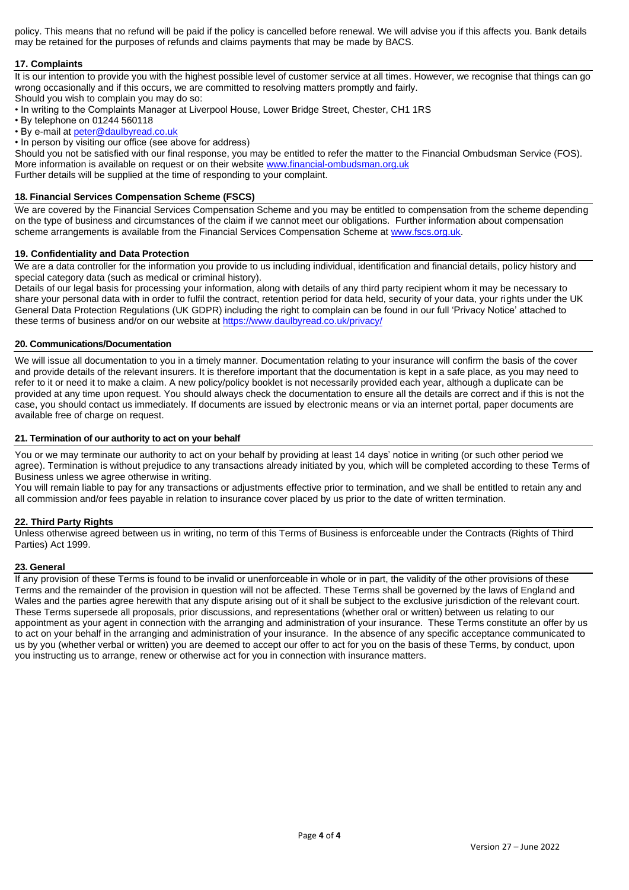policy. This means that no refund will be paid if the policy is cancelled before renewal. We will advise you if this affects you. Bank details may be retained for the purposes of refunds and claims payments that may be made by BACS.

## 17. Complaints

It is our intention to provide you with the highest possible level of customer service at all times. However, we recognise that things can go wrong occasionally and if this occurs, we are committed to resolving matters promptly and fairly.

Should you wish to complain you may do so:

- In writing to the Complaints Manager at Liverpool House, Lower Bridge Street, Chester, CH1 1RS
- By telephone on 01244 560118
- By e-mail at peter@daulbyread.co.uk
- In person by visiting our office (see above for address)

Should you not be satisfied with our final response, you may be entitled to refer the matter to the Financial Ombudsman Service (FOS). More information is available on request or on their website www.financial-ombudsman.org.uk

Further details will be supplied at the time of responding to your complaint.

## 18. Financial Services Compensation Scheme (FSCS)

We are covered by the Financial Services Compensation Scheme and you may be entitled to compensation from the scheme depending on the type of business and circumstances of the claim if we cannot meet our obligations. Further information about compensation scheme arrangements is available from the Financial Services Compensation Scheme at www.fscs.org.uk.

## 19. Confidentiality and Data Protection

We are a data controller for the information you provide to us including individual, identification and financial details, policy history and special category data (such as medical or criminal history).

Details of our legal basis for processing your information, along with details of any third party recipient whom it may be necessary to share your personal data with in order to fulfil the contract, retention period for data held, security of your data, your rights under the UK General Data Protection Regulations (UK GDPR) including the right to complain can be found in our full 'Privacy Notice' attached to these terms of business and/or on our website at https://www.daulbyread.co.uk/privacy/

## 20. Communications/Documentation

We will issue all documentation to you in a timely manner. Documentation relating to your insurance will confirm the basis of the cover and provide details of the relevant insurers. It is therefore important that the documentation is kept in a safe place, as you may need to refer to it or need it to make a claim. A new policy/policy booklet is not necessarily provided each year, although a duplicate can be provided at any time upon request. You should always check the documentation to ensure all the details are correct and if this is not the case, you should contact us immediately. If documents are issued by electronic means or via an internet portal, paper documents are available free of charge on request.

## 21. Termination of our authority to act on your behalf

You or we may terminate our authority to act on your behalf by providing at least 14 days' notice in writing (or such other period we agree). Termination is without prejudice to any transactions already initiated by you, which will be completed according to these Terms of Business unless we agree otherwise in writing.

You will remain liable to pay for any transactions or adjustments effective prior to termination, and we shall be entitled to retain any and all commission and/or fees payable in relation to insurance cover placed by us prior to the date of written termination.

## 22. Third Party Rights

Unless otherwise agreed between us in writing, no term of this Terms of Business is enforceable under the Contracts (Rights of Third Parties) Act 1999.

## 23. General

If any provision of these Terms is found to be invalid or unenforceable in whole or in part, the validity of the other provisions of these Terms and the remainder of the provision in question will not be affected. These Terms shall be governed by the laws of England and Wales and the parties agree herewith that any dispute arising out of it shall be subject to the exclusive jurisdiction of the relevant court. These Terms supersede all proposals, prior discussions, and representations (whether oral or written) between us relating to our appointment as your agent in connection with the arranging and administration of your insurance. These Terms constitute an offer by us to act on your behalf in the arranging and administration of your insurance. In the absence of any specific acceptance communicated to us by you (whether verbal or written) you are deemed to accept our offer to act for you on the basis of these Terms, by conduct, upon you instructing us to arrange, renew or otherwise act for you in connection with insurance matters.

Version 27 – June 2022